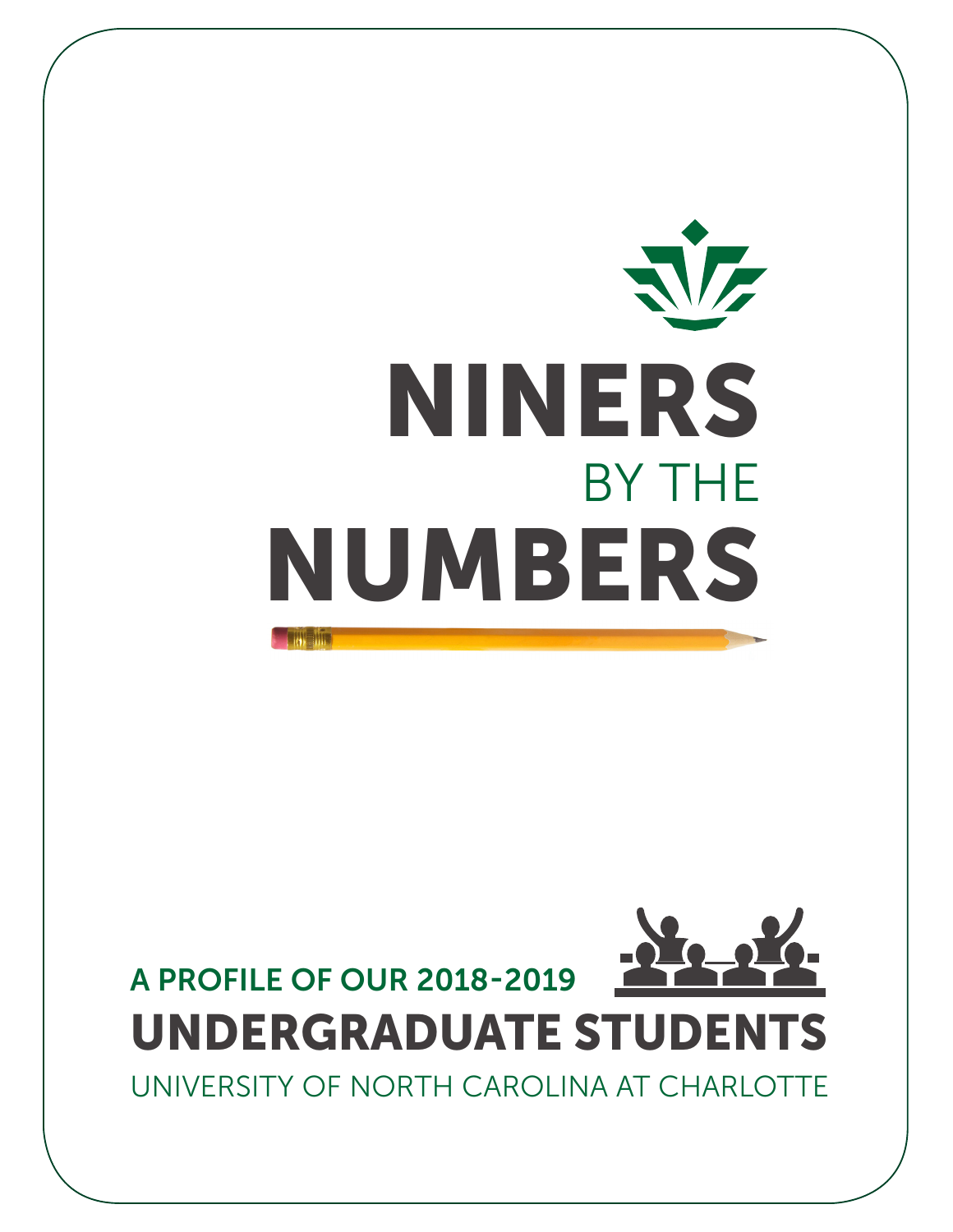# NINERS BY THE NUMBERS

A PROFILE OF OUR 2018-2019

## UNDERGRADUATE STUDENTS

UNIVERSITY OF NORTH CAROLINA AT CHARLOTTE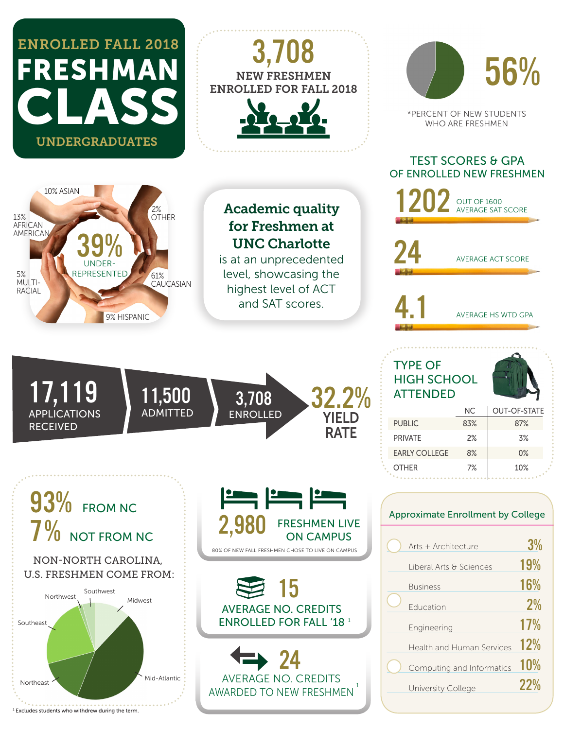# ENROLLED FALL 2018 FRESHMAN CLASS

## UNDERGRADUATES

**3,708**
NEW FRESHMEN ENROLLED FOR FALL 2018

**56%**
*PERCENT OF NEW STUDENTS WHO ARE FRESHMEN

10% ASIAN
13% AFRICAN AMERICAN
5% MULTI-RACIAL
9% HISPANIC
61% CAUCASIAN
2% OTHER

**39%** UNDER-REPRESENTED

**Academic quality for Freshmen at UNC Charlotte** is at an unprecedented level, showcasing the highest level of ACT and SAT scores.

## TEST SCORES & GPA OF ENROLLED NEW FRESHMEN

**1202** OUT OF 1600 AVERAGE SAT SCORE

**24** AVERAGE ACT SCORE

**4.1** AVERAGE HS WTD GPA

**17,119** APPLICATIONS RECEIVED → **11,500** ADMITTED → **3,708** ENROLLED → **32.2%** YIELD RATE

## TYPE OF HIGH SCHOOL ATTENDED

| | NC | OUT-OF-STATE |
|---|---|---|
| PUBLIC | 83% | 87% |
| PRIVATE | 2% | 3% |
| EARLY COLLEGE | 8% | 0% |
| OTHER | 7% | 10% |

**93%** FROM NC
**7%** NOT FROM NC

NON-NORTH CAROLINA, U.S. FRESHMEN COME FROM:

Northwest, Southwest, Midwest, Southeast, Northeast, Mid-Atlantic

**2,980** FRESHMEN LIVE ON CAMPUS

80% OF NEW FALL FRESHMEN CHOSE TO LIVE ON CAMPUS

**15** AVERAGE NO. CREDITS ENROLLED FOR FALL '18 [1]

**24** AVERAGE NO. CREDITS AWARDED TO NEW FRESHMEN [1]

## Approximate Enrollment by College

| College | % |
|---|---|
| Arts + Architecture | 3% |
| Liberal Arts & Sciences | 19% |
| Business | 16% |
| Education | 2% |
| Engineering | 17% |
| Health and Human Services | 12% |
| Computing and Informatics | 10% |
| University College | 22% |

[1] Excludes students who withdrew during the term.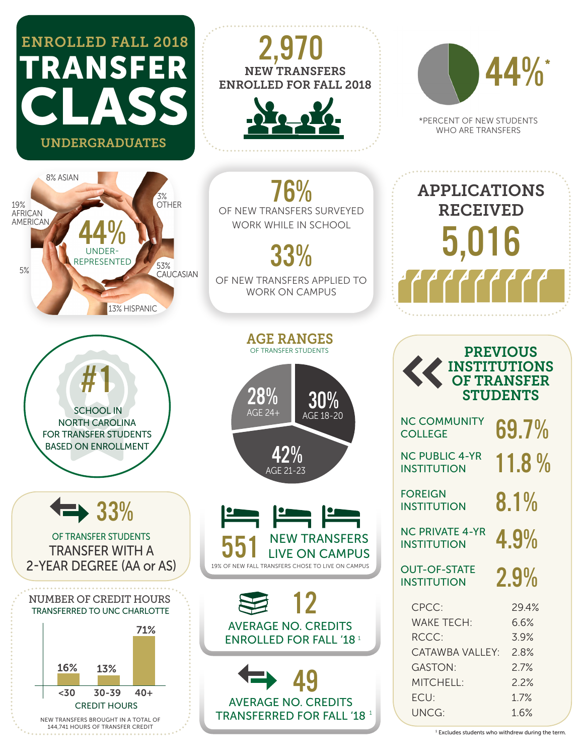# ENROLLED FALL 2018 TRANSFER CLASS

UNDERGRADUATES

**2,970**
NEW TRANSFERS ENROLLED FOR FALL 2018

**44%***

*PERCENT OF NEW STUDENTS WHO ARE TRANSFERS

**44%** UNDER-REPRESENTED

- 8% ASIAN
- 3% OTHER
- 19% AFRICAN AMERICAN
- 5%
- 53% CAUCASIAN
- 13% HISPANIC

**76%**
OF NEW TRANSFERS SURVEYED WORK WHILE IN SCHOOL

**33%**
OF NEW TRANSFERS APPLIED TO WORK ON CAMPUS

## APPLICATIONS RECEIVED

**5,016**

**#1**
SCHOOL IN NORTH CAROLINA FOR TRANSFER STUDENTS BASED ON ENROLLMENT

## AGE RANGES
OF TRANSFER STUDENTS

- 28% AGE 24+
- 30% AGE 18-20
- 42% AGE 21-23

## PREVIOUS INSTITUTIONS OF TRANSFER STUDENTS

| Institution | Percent |
|---|---|
| NC COMMUNITY COLLEGE | 69.7% |
| NC PUBLIC 4-YR INSTITUTION | 11.8 % |
| FOREIGN INSTITUTION | 8.1% |
| NC PRIVATE 4-YR INSTITUTION | 4.9% |
| OUT-OF-STATE INSTITUTION | 2.9% |

| Institution | Percent |
|---|---|
| CPCC: | 29.4% |
| WAKE TECH: | 6.6% |
| RCCC: | 3.9% |
| CATAWBA VALLEY: | 2.8% |
| GASTON: | 2.7% |
| MITCHELL: | 2.2% |
| ECU: | 1.7% |
| UNCG: | 1.6% |

**33%**
OF TRANSFER STUDENTS TRANSFER WITH A 2-YEAR DEGREE (AA or AS)

**551** NEW TRANSFERS LIVE ON CAMPUS

19% OF NEW FALL TRANSFERS CHOSE TO LIVE ON CAMPUS

## NUMBER OF CREDIT HOURS TRANSFERRED TO UNC CHARLOTTE

| CREDIT HOURS | Percent |
|---|---|
| <30 | 16% |
| 30-39 | 13% |
| 40+ | 71% |

NEW TRANSFERS BROUGHT IN A TOTAL OF 144,741 HOURS OF TRANSFER CREDIT

**12**
AVERAGE NO. CREDITS ENROLLED FOR FALL '18 [1]

**49**
AVERAGE NO. CREDITS TRANSFERRED FOR FALL '18 [1]

[1] Excludes students who withdrew during the term.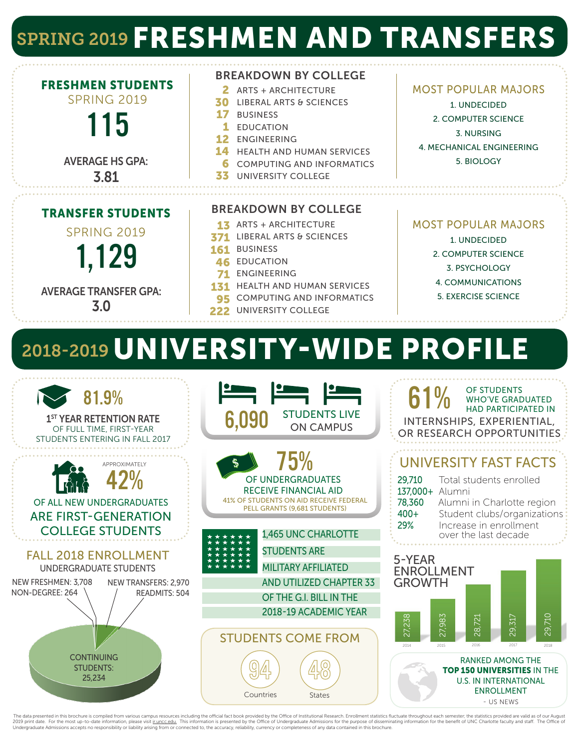# SPRING 2019 FRESHMEN AND TRANSFERS

## FRESHMEN STUDENTS

SPRING 2019

**115**

AVERAGE HS GPA:
**3.81**

### BREAKDOWN BY COLLEGE

- 2 ARTS + ARCHITECTURE
- 30 LIBERAL ARTS & SCIENCES
- 17 BUSINESS
- 1 EDUCATION
- 12 ENGINEERING
- 14 HEALTH AND HUMAN SERVICES
- 6 COMPUTING AND INFORMATICS
- 33 UNIVERSITY COLLEGE

### MOST POPULAR MAJORS

1. UNDECIDED
2. COMPUTER SCIENCE
3. NURSING
4. MECHANICAL ENGINEERING
5. BIOLOGY

## TRANSFER STUDENTS

SPRING 2019

**1,129**

AVERAGE TRANSFER GPA:
**3.0**

### BREAKDOWN BY COLLEGE

- 13 ARTS + ARCHITECTURE
- 371 LIBERAL ARTS & SCIENCES
- 161 BUSINESS
- 46 EDUCATION
- 71 ENGINEERING
- 131 HEALTH AND HUMAN SERVICES
- 95 COMPUTING AND INFORMATICS
- 222 UNIVERSITY COLLEGE

### MOST POPULAR MAJORS

1. UNDECIDED
2. COMPUTER SCIENCE
3. PSYCHOLOGY
4. COMMUNICATIONS
5. EXERCISE SCIENCE

# 2018-2019 UNIVERSITY-WIDE PROFILE

**81.9%**
**1ST YEAR RETENTION RATE**
OF FULL TIME, FIRST-YEAR STUDENTS ENTERING IN FALL 2017

APPROXIMATELY
**42%**
OF ALL NEW UNDERGRADUATES ARE FIRST-GENERATION COLLEGE STUDENTS

## FALL 2018 ENROLLMENT

UNDERGRADUATE STUDENTS

NEW FRESHMEN: 3,708
NON-DEGREE: 264
NEW TRANSFERS: 2,970
READMITS: 504
CONTINUING STUDENTS: 25,234

**6,090** STUDENTS LIVE ON CAMPUS

**75%**
OF UNDERGRADUATES RECEIVE FINANCIAL AID
41% OF STUDENTS ON AID RECEIVE FEDERAL PELL GRANTS (9,681 STUDENTS)

1,465 UNC CHARLOTTE STUDENTS ARE MILITARY AFFILIATED AND UTILIZED CHAPTER 33 OF THE G.I. BILL IN THE 2018-19 ACADEMIC YEAR

## STUDENTS COME FROM

94 Countries
48 States

**61%** OF STUDENTS WHO'VE GRADUATED HAD PARTICIPATED IN INTERNSHIPS, EXPERIENTIAL, OR RESEARCH OPPORTUNITIES

## UNIVERSITY FAST FACTS

| | |
|---|---|
| 29,710 | Total students enrolled |
| 137,000+ | Alumni |
| 78,360 | Alumni in Charlotte region |
| 400+ | Student clubs/organizations |
| 29% | Increase in enrollment over the last decade |

## 5-YEAR ENROLLMENT GROWTH

2014: 27,238
2015: 27,983
2016: 28,721
2017: 29,317
2018: 29,710

RANKED AMONG THE **TOP 150 UNIVERSITIES** IN THE U.S. IN INTERNATIONAL ENROLLMENT
- US NEWS

The data presented in this brochure is compiled from various campus resources including the official fact book provided by the Office of Institutional Research. Enrollment statistics fluctuate throughout each semester; the statistics provided are valid as of our August 2019 print date. For the most up-to-date information, please visit ir.uncc.edu. This information is presented by the Office of Undergraduate Admissions for the purpose of disseminating information for the benefit of UNC Charlotte faculty and staff. The Office of Undergraduate Admissions accepts no responsibility or liability arising from or connected to, the accuracy, reliability, currency or completeness of any data contained in this brochure.